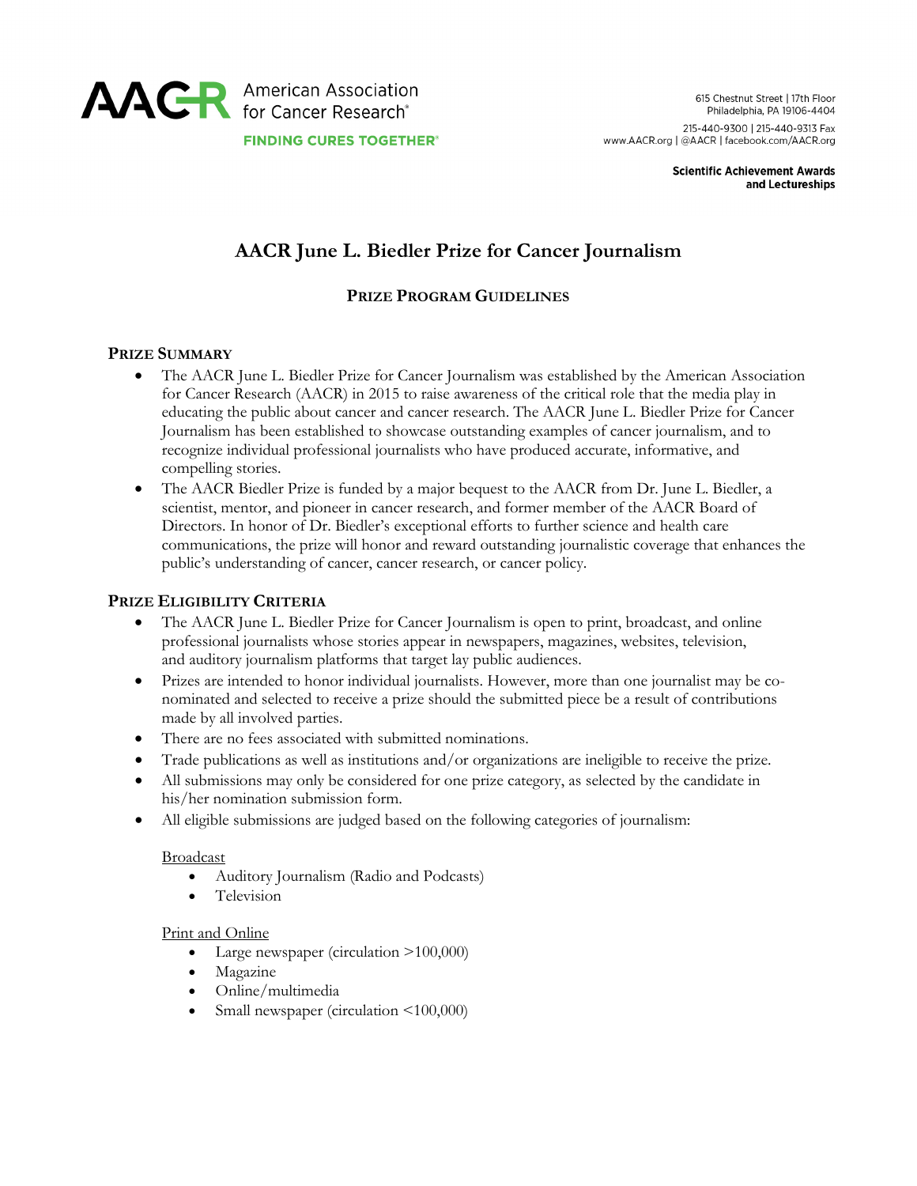American Association for Cancer Research®

FINDING CURES TOGETHER®

615 Chestnut Street | 17th Floor
Philadelphia, PA 19106-4404

215-440-9300 | 215-440-9313 Fax
www.AACR.org | @AACR | facebook.com/AACR.org

**Scientific Achievement Awards and Lectureships**

# AACR June L. Biedler Prize for Cancer Journalism

## PRIZE PROGRAM GUIDELINES

### PRIZE SUMMARY

- The AACR June L. Biedler Prize for Cancer Journalism was established by the American Association for Cancer Research (AACR) in 2015 to raise awareness of the critical role that the media play in educating the public about cancer and cancer research. The AACR June L. Biedler Prize for Cancer Journalism has been established to showcase outstanding examples of cancer journalism, and to recognize individual professional journalists who have produced accurate, informative, and compelling stories.
- The AACR Biedler Prize is funded by a major bequest to the AACR from Dr. June L. Biedler, a scientist, mentor, and pioneer in cancer research, and former member of the AACR Board of Directors. In honor of Dr. Biedler's exceptional efforts to further science and health care communications, the prize will honor and reward outstanding journalistic coverage that enhances the public's understanding of cancer, cancer research, or cancer policy.

### PRIZE ELIGIBILITY CRITERIA

- The AACR June L. Biedler Prize for Cancer Journalism is open to print, broadcast, and online professional journalists whose stories appear in newspapers, magazines, websites, television, and auditory journalism platforms that target lay public audiences.
- Prizes are intended to honor individual journalists. However, more than one journalist may be co-nominated and selected to receive a prize should the submitted piece be a result of contributions made by all involved parties.
- There are no fees associated with submitted nominations.
- Trade publications as well as institutions and/or organizations are ineligible to receive the prize.
- All submissions may only be considered for one prize category, as selected by the candidate in his/her nomination submission form.
- All eligible submissions are judged based on the following categories of journalism:

  Broadcast
  - Auditory Journalism (Radio and Podcasts)
  - Television

  Print and Online
  - Large newspaper (circulation >100,000)
  - Magazine
  - Online/multimedia
  - Small newspaper (circulation <100,000)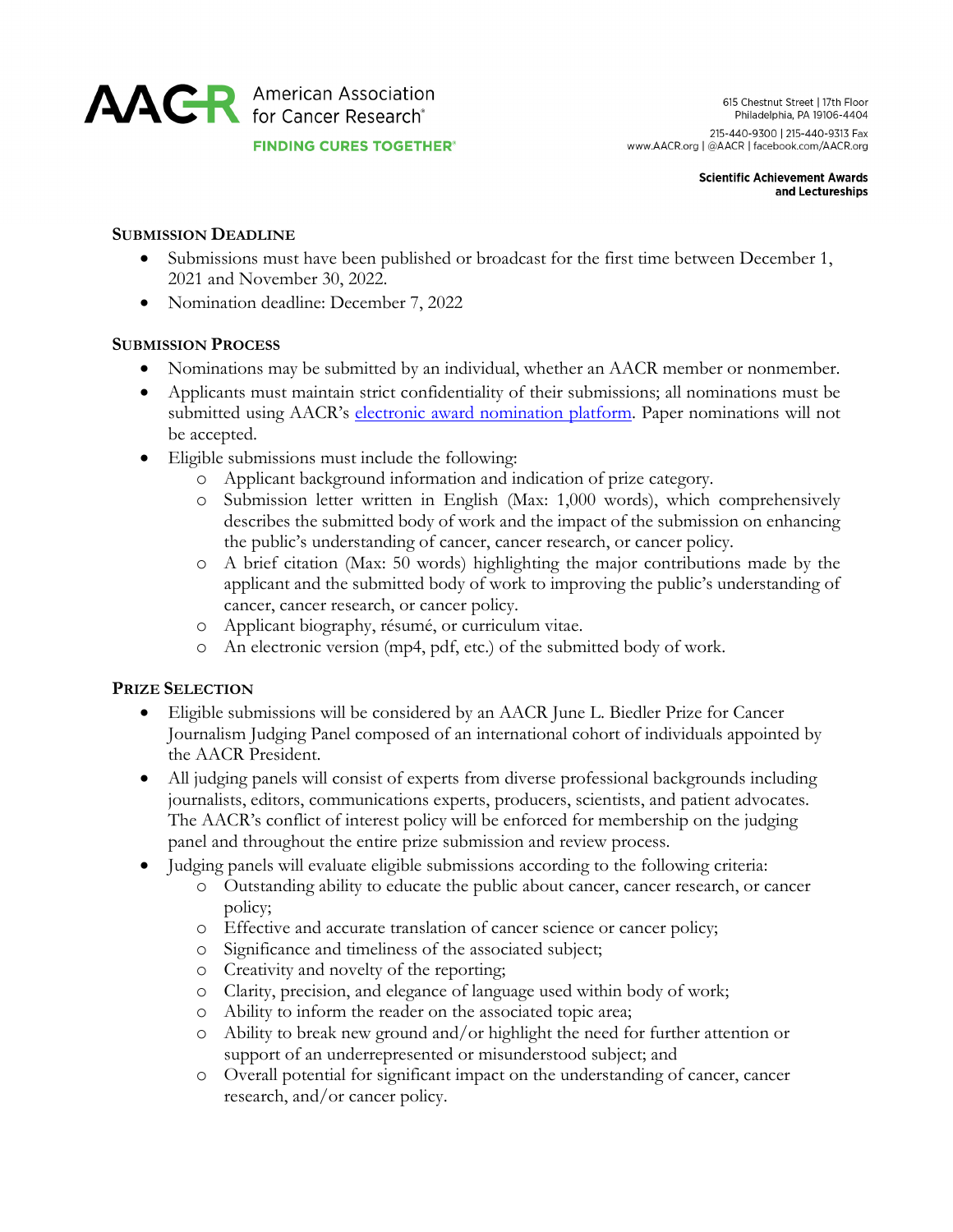## Submission Deadline

- Submissions must have been published or broadcast for the first time between December 1, 2021 and November 30, 2022.
- Nomination deadline: December 7, 2022

## Submission Process

- Nominations may be submitted by an individual, whether an AACR member or nonmember.
- Applicants must maintain strict confidentiality of their submissions; all nominations must be submitted using AACR's electronic award nomination platform. Paper nominations will not be accepted.
- Eligible submissions must include the following:
    - Applicant background information and indication of prize category.
    - Submission letter written in English (Max: 1,000 words), which comprehensively describes the submitted body of work and the impact of the submission on enhancing the public's understanding of cancer, cancer research, or cancer policy.
    - A brief citation (Max: 50 words) highlighting the major contributions made by the applicant and the submitted body of work to improving the public's understanding of cancer, cancer research, or cancer policy.
    - Applicant biography, résumé, or curriculum vitae.
    - An electronic version (mp4, pdf, etc.) of the submitted body of work.

## Prize Selection

- Eligible submissions will be considered by an AACR June L. Biedler Prize for Cancer Journalism Judging Panel composed of an international cohort of individuals appointed by the AACR President.
- All judging panels will consist of experts from diverse professional backgrounds including journalists, editors, communications experts, producers, scientists, and patient advocates. The AACR's conflict of interest policy will be enforced for membership on the judging panel and throughout the entire prize submission and review process.
- Judging panels will evaluate eligible submissions according to the following criteria:
    - Outstanding ability to educate the public about cancer, cancer research, or cancer policy;
    - Effective and accurate translation of cancer science or cancer policy;
    - Significance and timeliness of the associated subject;
    - Creativity and novelty of the reporting;
    - Clarity, precision, and elegance of language used within body of work;
    - Ability to inform the reader on the associated topic area;
    - Ability to break new ground and/or highlight the need for further attention or support of an underrepresented or misunderstood subject; and
    - Overall potential for significant impact on the understanding of cancer, cancer research, and/or cancer policy.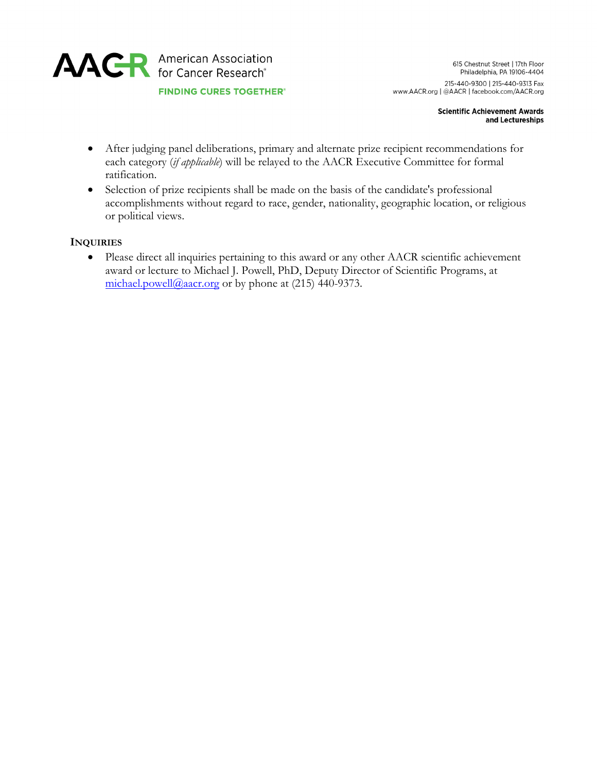- After judging panel deliberations, primary and alternate prize recipient recommendations for each category (*if applicable*) will be relayed to the AACR Executive Committee for formal ratification.
- Selection of prize recipients shall be made on the basis of the candidate's professional accomplishments without regard to race, gender, nationality, geographic location, or religious or political views.

## INQUIRIES

- Please direct all inquiries pertaining to this award or any other AACR scientific achievement award or lecture to Michael J. Powell, PhD, Deputy Director of Scientific Programs, at michael.powell@aacr.org or by phone at (215) 440-9373.